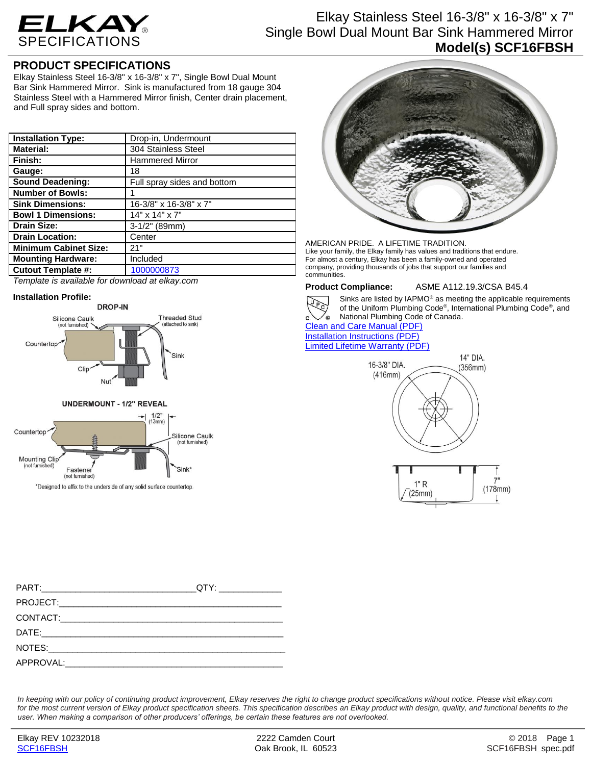# ELKAY SPECIFICATIONS

## Elkay Stainless Steel 16-3/8" x 16-3/8" x 7" Single Bowl Dual Mount Bar Sink Hammered Mirror

**Model(s) SCF16FBSH**

## PRODUCT SPECIFICATIONS

Elkay Stainless Steel 16-3/8" x 16-3/8" x 7", Single Bowl Dual Mount Bar Sink Hammered Mirror. Sink is manufactured from 18 gauge 304 Stainless Steel with a Hammered Mirror finish, Center drain placement, and Full spray sides and bottom.

| | |
|---|---|
| **Installation Type:** | Drop-in, Undermount |
| **Material:** | 304 Stainless Steel |
| **Finish:** | Hammered Mirror |
| **Gauge:** | 18 |
| **Sound Deadening:** | Full spray sides and bottom |
| **Number of Bowls:** | 1 |
| **Sink Dimensions:** | 16-3/8" x 16-3/8" x 7" |
| **Bowl 1 Dimensions:** | 14" x 14" x 7" |
| **Drain Size:** | 3-1/2" (89mm) |
| **Drain Location:** | Center |
| **Minimum Cabinet Size:** | 21" |
| **Mounting Hardware:** | Included |
| **Cutout Template #:** | 1000000873 |

*Template is available for download at elkay.com*

**Installation Profile:**

DROP-IN

Silicone Caulk (not furnished), Threaded Stud (attached to sink), Countertop, Sink, Clip, Nut

UNDERMOUNT - 1/2" REVEAL

1/2" (13mm), Countertop, Silicone Caulk (not furnished), Mounting Clip (not furnished), Fastener (not furnished), Sink*

*Designed to affix to the underside of any solid surface countertop.

AMERICAN PRIDE. A LIFETIME TRADITION.
Like your family, the Elkay family has values and traditions that endure. For almost a century, Elkay has been a family-owned and operated company, providing thousands of jobs that support our families and communities.

**Product Compliance:** ASME A112.19.3/CSA B45.4

Sinks are listed by IAPMO® as meeting the applicable requirements of the Uniform Plumbing Code®, International Plumbing Code®, and National Plumbing Code of Canada.

Clean and Care Manual (PDF)
Installation Instructions (PDF)
Limited Lifetime Warranty (PDF)

16-3/8" DIA. (416mm)
14" DIA. (356mm)
1" R (25mm)
7" (178mm)

PART:_______________________________QTY: ____________
PROJECT:_____________________________________________
CONTACT:_____________________________________________
DATE:________________________________________________
NOTES:_______________________________________________
APPROVAL:____________________________________________

*In keeping with our policy of continuing product improvement, Elkay reserves the right to change product specifications without notice. Please visit elkay.com for the most current version of Elkay product specification sheets. This specification describes an Elkay product with design, quality, and functional benefits to the user. When making a comparison of other producers' offerings, be certain these features are not overlooked.*

Elkay REV 10232018
SCF16FBSH

2222 Camden Court
Oak Brook, IL 60523

© 2018
SCF16FBSH_spec.pdf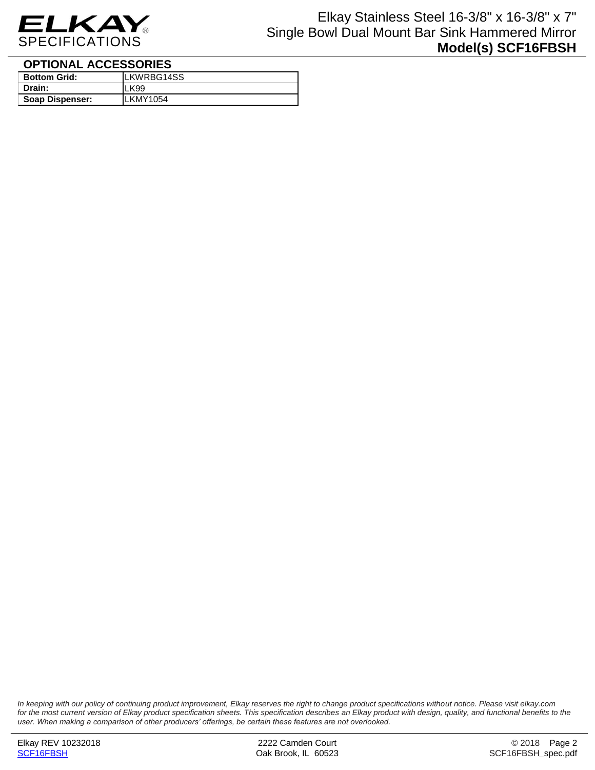## OPTIONAL ACCESSORIES

| | |
|---|---|
| **Bottom Grid:** | LKWRBG14SS |
| **Drain:** | LK99 |
| **Soap Dispenser:** | LKMY1054 |

*In keeping with our policy of continuing product improvement, Elkay reserves the right to change product specifications without notice. Please visit elkay.com for the most current version of Elkay product specification sheets. This specification describes an Elkay product with design, quality, and functional benefits to the user. When making a comparison of other producers' offerings, be certain these features are not overlooked.*